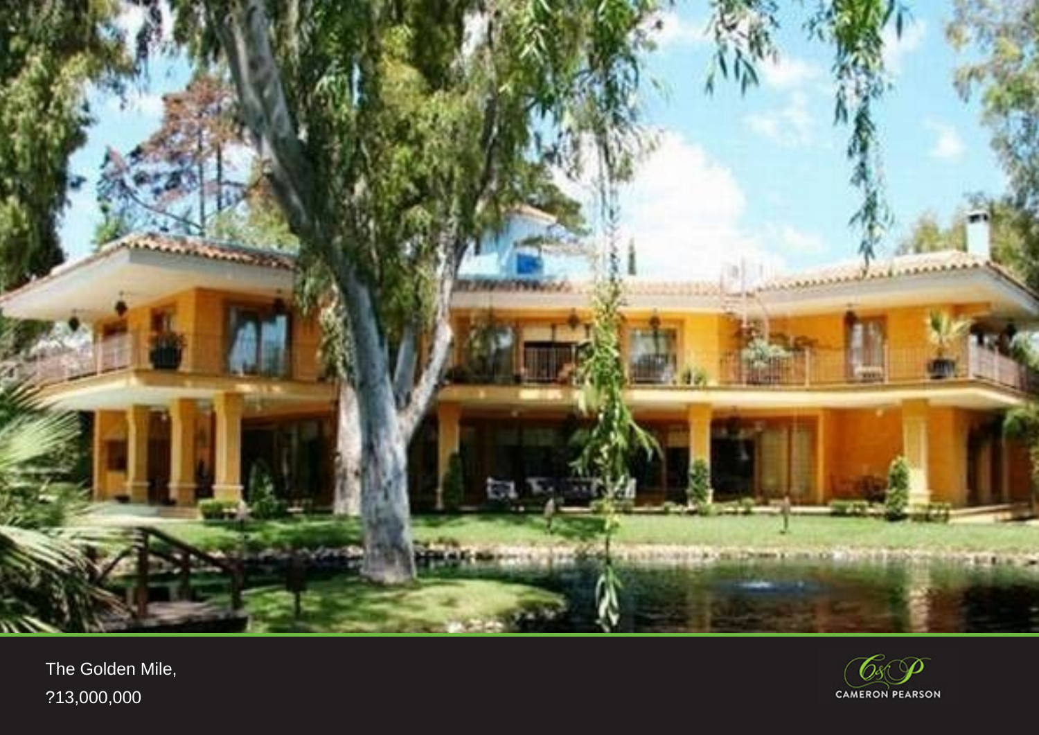The Golden Mile,

?13,000,000

CAMERON PEARSON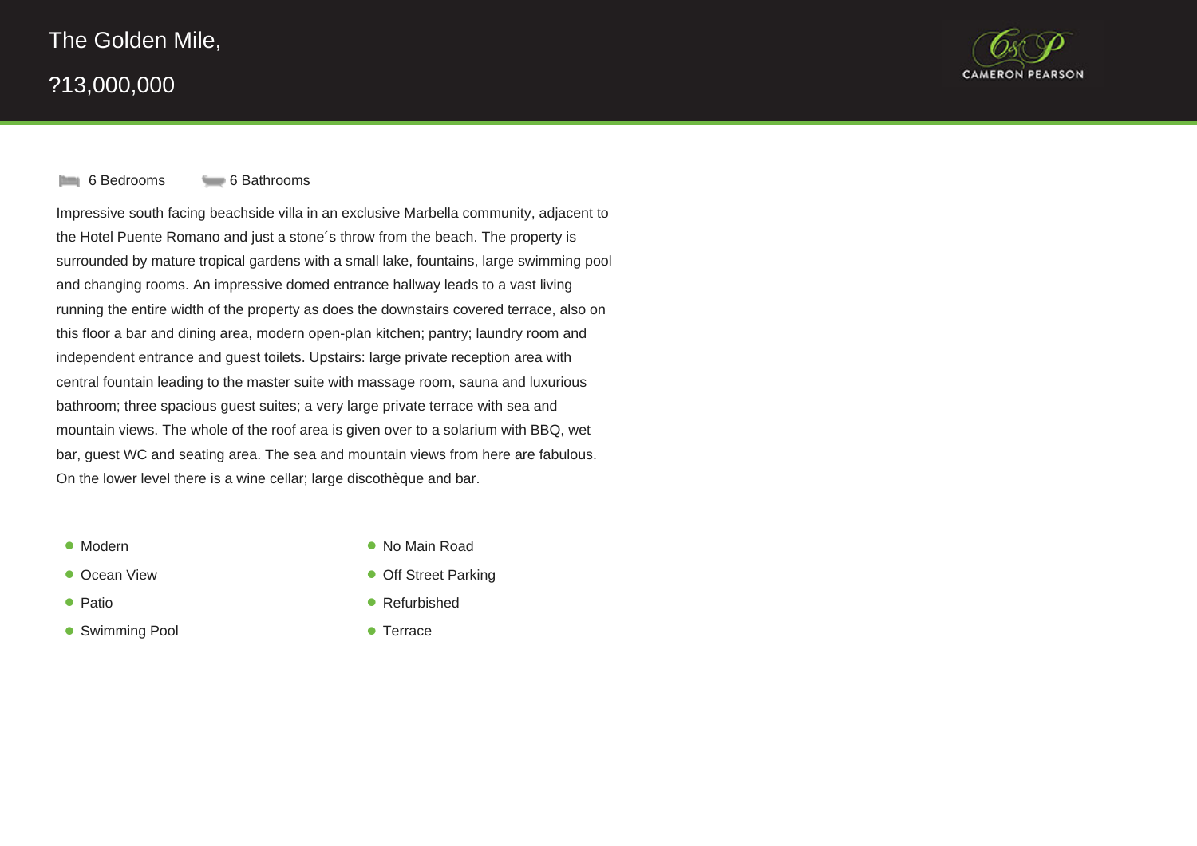# The Golden Mile,

## ?13,000,000

CAMERON PEARSON

6 Bedrooms 6 Bathrooms

Impressive south facing beachside villa in an exclusive Marbella community, adjacent to the Hotel Puente Romano and just a stone´s throw from the beach. The property is surrounded by mature tropical gardens with a small lake, fountains, large swimming pool and changing rooms. An impressive domed entrance hallway leads to a vast living running the entire width of the property as does the downstairs covered terrace, also on this floor a bar and dining area, modern open-plan kitchen; pantry; laundry room and independent entrance and guest toilets. Upstairs: large private reception area with central fountain leading to the master suite with massage room, sauna and luxurious bathroom; three spacious guest suites; a very large private terrace with sea and mountain views. The whole of the roof area is given over to a solarium with BBQ, wet bar, guest WC and seating area. The sea and mountain views from here are fabulous. On the lower level there is a wine cellar; large discothèque and bar.

- Modern
- Ocean View
- Patio
- Swimming Pool
- No Main Road
- Off Street Parking
- Refurbished
- Terrace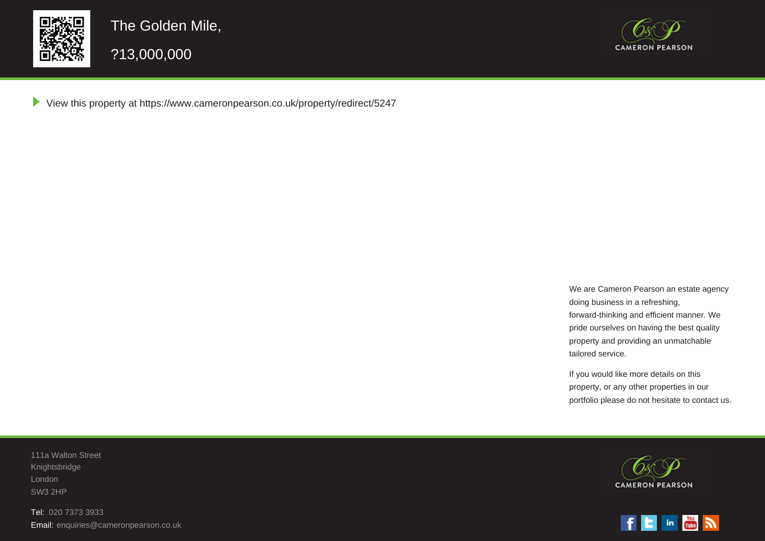# The Golden Mile,

?13,000,000

View this property at https://www.cameronpearson.co.uk/property/redirect/5247

We are Cameron Pearson an estate agency doing business in a refreshing, forward-thinking and efficient manner. We pride ourselves on having the best quality property and providing an unmatchable tailored service.

If you would like more details on this property, or any other properties in our portfolio please do not hesitate to contact us.

111a Walton Street
Knightsbridge
London
SW3 2HP

Tel: 020 7373 3933
Email: enquiries@cameronpearson.co.uk